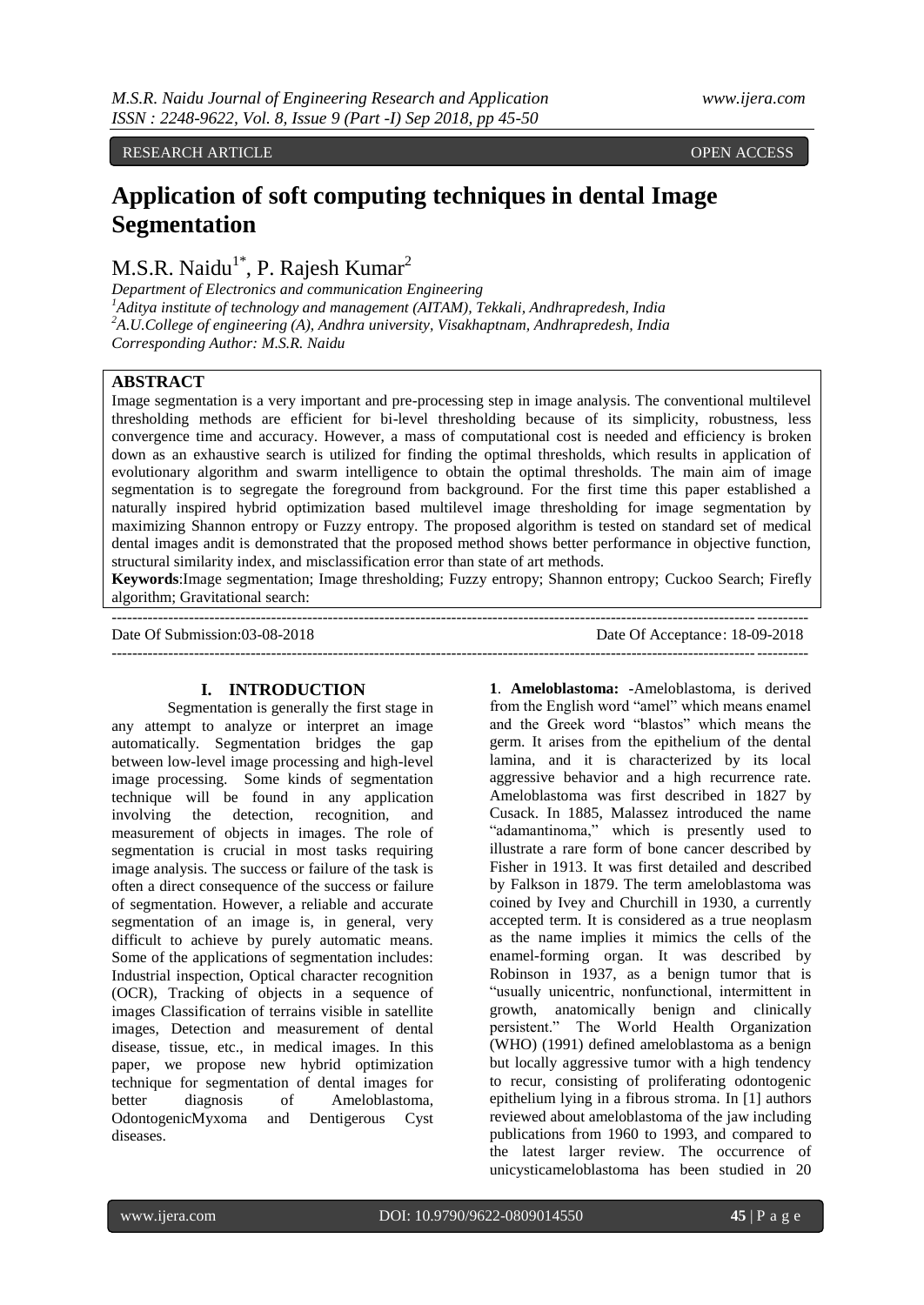RESEARCH ARTICLE OPEN ACCESS

# Application of soft computing techniques in dental Image Segmentation

M.S.R. Naidu[1*], P. Rajesh Kumar[2]

*Department of Electronics and communication Engineering*
*[1]Aditya institute of technology and management (AITAM), Tekkali, Andhrapredesh, India*
*[2]A.U.College of engineering (A), Andhra university, Visakhaptnam, Andhrapredesh, India*
*Corresponding Author: M.S.R. Naidu*

## ABSTRACT

Image segmentation is a very important and pre-processing step in image analysis. The conventional multilevel thresholding methods are efficient for bi-level thresholding because of its simplicity, robustness, less convergence time and accuracy. However, a mass of computational cost is needed and efficiency is broken down as an exhaustive search is utilized for finding the optimal thresholds, which results in application of evolutionary algorithm and swarm intelligence to obtain the optimal thresholds. The main aim of image segmentation is to segregate the foreground from background. For the first time this paper established a naturally inspired hybrid optimization based multilevel image thresholding for image segmentation by maximizing Shannon entropy or Fuzzy entropy. The proposed algorithm is tested on standard set of medical dental images andit is demonstrated that the proposed method shows better performance in objective function, structural similarity index, and misclassification error than state of art methods.

**Keywords**:Image segmentation; Image thresholding; Fuzzy entropy; Shannon entropy; Cuckoo Search; Firefly algorithm; Gravitational search:

---

Date Of Submission:03-08-2018 Date Of Acceptance: 18-09-2018

---

## I. INTRODUCTION

Segmentation is generally the first stage in any attempt to analyze or interpret an image automatically. Segmentation bridges the gap between low-level image processing and high-level image processing. Some kinds of segmentation technique will be found in any application involving the detection, recognition, and measurement of objects in images. The role of segmentation is crucial in most tasks requiring image analysis. The success or failure of the task is often a direct consequence of the success or failure of segmentation. However, a reliable and accurate segmentation of an image is, in general, very difficult to achieve by purely automatic means. Some of the applications of segmentation includes: Industrial inspection, Optical character recognition (OCR), Tracking of objects in a sequence of images Classification of terrains visible in satellite images, Detection and measurement of dental disease, tissue, etc., in medical images. In this paper, we propose new hybrid optimization technique for segmentation of dental images for better diagnosis of Ameloblastoma, OdontogenicMyxoma and Dentigerous Cyst diseases.

**1**. **Ameloblastoma: -**Ameloblastoma, is derived from the English word "amel" which means enamel and the Greek word "blastos" which means the germ. It arises from the epithelium of the dental lamina, and it is characterized by its local aggressive behavior and a high recurrence rate. Ameloblastoma was first described in 1827 by Cusack. In 1885, Malassez introduced the name "adamantinoma," which is presently used to illustrate a rare form of bone cancer described by Fisher in 1913. It was first detailed and described by Falkson in 1879. The term ameloblastoma was coined by Ivey and Churchill in 1930, a currently accepted term. It is considered as a true neoplasm as the name implies it mimics the cells of the enamel-forming organ. It was described by Robinson in 1937, as a benign tumor that is "usually unicentric, nonfunctional, intermittent in growth, anatomically benign and clinically persistent." The World Health Organization (WHO) (1991) defined ameloblastoma as a benign but locally aggressive tumor with a high tendency to recur, consisting of proliferating odontogenic epithelium lying in a fibrous stroma. In [1] authors reviewed about ameloblastoma of the jaw including publications from 1960 to 1993, and compared to the latest larger review. The occurrence of unicysticameloblastoma has been studied in 20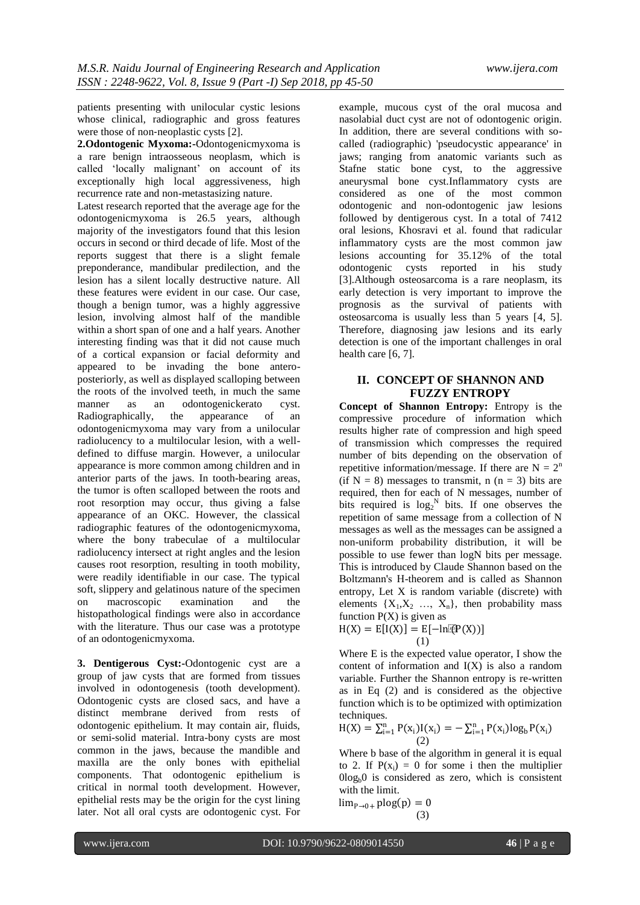patients presenting with unilocular cystic lesions whose clinical, radiographic and gross features were those of non-neoplastic cysts [2].

**2.Odontogenic Myxoma:-**Odontogenicmyxoma is a rare benign intraosseous neoplasm, which is called 'locally malignant' on account of its exceptionally high local aggressiveness, high recurrence rate and non-metastasizing nature.

Latest research reported that the average age for the odontogenicmyxoma is 26.5 years, although majority of the investigators found that this lesion occurs in second or third decade of life. Most of the reports suggest that there is a slight female preponderance, mandibular predilection, and the lesion has a silent locally destructive nature. All these features were evident in our case. Our case, though a benign tumor, was a highly aggressive lesion, involving almost half of the mandible within a short span of one and a half years. Another interesting finding was that it did not cause much of a cortical expansion or facial deformity and appeared to be invading the bone antero-posteriorly, as well as displayed scalloping between the roots of the involved teeth, in much the same manner as an odontogenickerato cyst. Radiographically, the appearance of an odontogenicmyxoma may vary from a unilocular radiolucency to a multilocular lesion, with a well-defined to diffuse margin. However, a unilocular appearance is more common among children and in anterior parts of the jaws. In tooth-bearing areas, the tumor is often scalloped between the roots and root resorption may occur, thus giving a false appearance of an OKC. However, the classical radiographic features of the odontogenicmyxoma, where the bony trabeculae of a multilocular radiolucency intersect at right angles and the lesion causes root resorption, resulting in tooth mobility, were readily identifiable in our case. The typical soft, slippery and gelatinous nature of the specimen on macroscopic examination and the histopathological findings were also in accordance with the literature. Thus our case was a prototype of an odontogenicmyxoma.

**3. Dentigerous Cyst:-**Odontogenic cyst are a group of jaw cysts that are formed from tissues involved in odontogenesis (tooth development). Odontogenic cysts are closed sacs, and have a distinct membrane derived from rests of odontogenic epithelium. It may contain air, fluids, or semi-solid material. Intra-bony cysts are most common in the jaws, because the mandible and maxilla are the only bones with epithelial components. That odontogenic epithelium is critical in normal tooth development. However, epithelial rests may be the origin for the cyst lining later. Not all oral cysts are odontogenic cyst. For example, mucous cyst of the oral mucosa and nasolabial duct cyst are not of odontogenic origin. In addition, there are several conditions with so-called (radiographic) 'pseudocystic appearance' in jaws; ranging from anatomic variants such as Stafne static bone cyst, to the aggressive aneurysmal bone cyst.Inflammatory cysts are considered as one of the most common odontogenic and non-odontogenic jaw lesions followed by dentigerous cyst. In a total of 7412 oral lesions, Khosravi et al. found that radicular inflammatory cysts are the most common jaw lesions accounting for 35.12% of the total odontogenic cysts reported in his study [3].Although osteosarcoma is a rare neoplasm, its early detection is very important to improve the prognosis as the survival of patients with osteosarcoma is usually less than 5 years [4, 5]. Therefore, diagnosing jaw lesions and its early detection is one of the important challenges in oral health care [6, 7].

## II. CONCEPT OF SHANNON AND FUZZY ENTROPY

**Concept of Shannon Entropy:** Entropy is the compressive procedure of information which results higher rate of compression and high speed of transmission which compresses the required number of bits depending on the observation of repetitive information/message. If there are $N = 2^n$ (if $N = 8$) messages to transmit, n ($n = 3$) bits are required, then for each of N messages, number of bits required is $\log_2^N$ bits. If one observes the repetition of same message from a collection of N messages as well as the messages can be assigned a non-uniform probability distribution, it will be possible to use fewer than logN bits per message. This is introduced by Claude Shannon based on the Boltzmann's H-theorem and is called as Shannon entropy, Let X is random variable (discrete) with elements $\{X_1, X_2 \ldots, X_n\}$, then probability mass function $P(X)$ is given as

$$H(X) = E[I(X)] = E[-\ln(P(X))] \quad (1)$$

Where E is the expected value operator, I show the content of information and $I(X)$ is also a random variable. Further the Shannon entropy is re-written as in Eq (2) and is considered as the objective function which is to be optimized with optimization techniques.

$$H(X) = \sum_{i=1}^{n} P(x_i)I(x_i) = -\sum_{i=1}^{n} P(x_i)\log_b P(x_i) \quad (2)$$

Where b base of the algorithm in general it is equal to 2. If $P(x_i) = 0$ for some i then the multiplier $0\log_b 0$ is considered as zero, which is consistent with the limit.

$$\lim_{P \to 0+} p\log(p) = 0 \quad (3)$$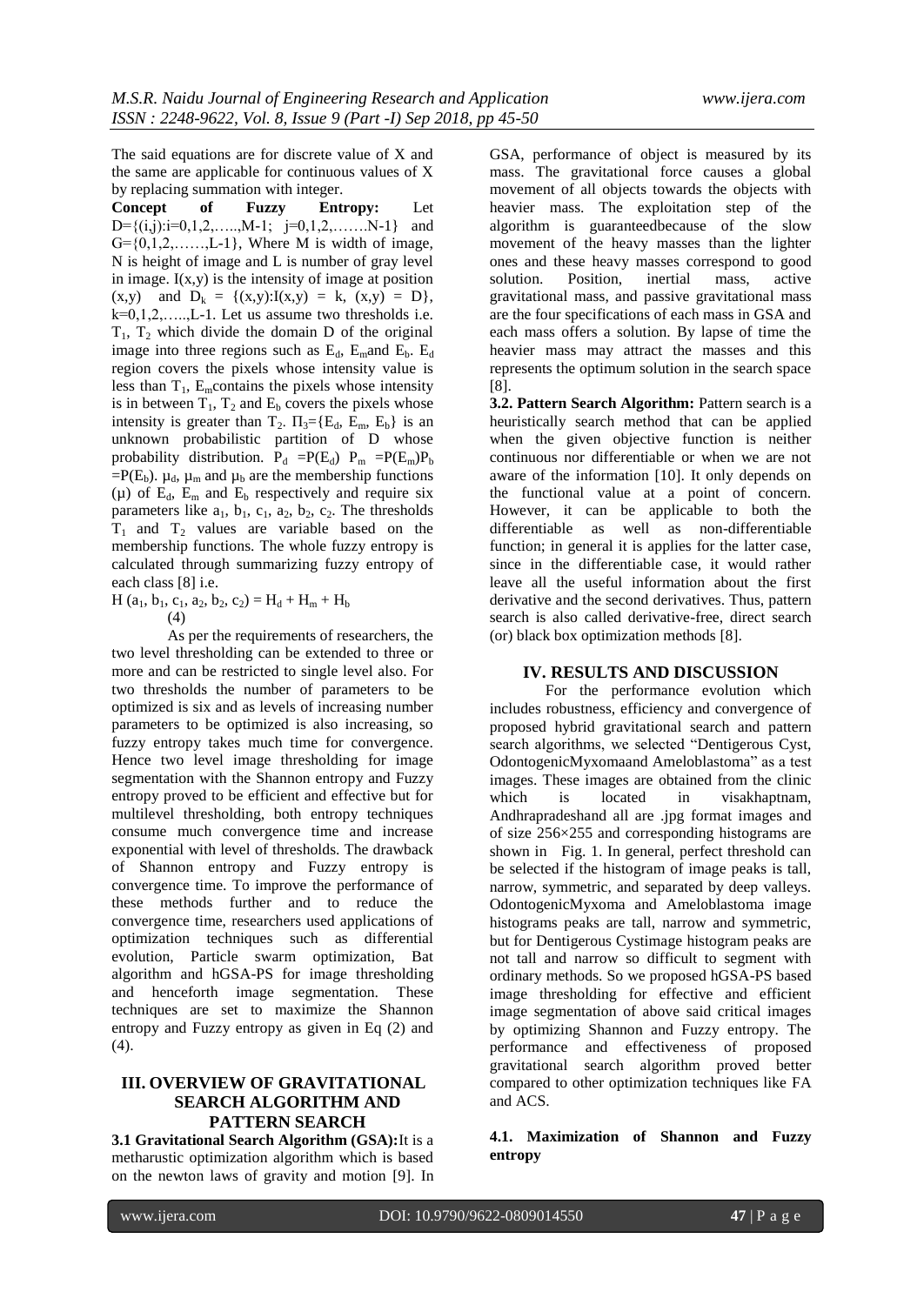The said equations are for discrete value of X and the same are applicable for continuous values of X by replacing summation with integer.

**Concept of Fuzzy Entropy:** Let $D=\{(i,j):i=0,1,2,\ldots,M-1;\ j=0,1,2,\ldots,N-1\}$ and $G=\{0,1,2,\ldots,L-1\}$, Where M is width of image, N is height of image and L is number of gray level in image. $I(x,y)$ is the intensity of image at position $(x,y)$ and $D_k = \{(x,y):I(x,y) = k,\ (x,y) = D\}$, $k=0,1,2,\ldots,L-1$. Let us assume two thresholds i.e. $T_1$, $T_2$ which divide the domain D of the original image into three regions such as $E_d$, $E_m$and $E_b$. $E_d$ region covers the pixels whose intensity value is less than $T_1$, $E_m$contains the pixels whose intensity is in between $T_1$, $T_2$ and $E_b$ covers the pixels whose intensity is greater than $T_2$. $\Pi_3=\{E_d, E_m, E_b\}$ is an unknown probabilistic partition of D whose probability distribution. $P_d = P(E_d)$ $P_m = P(E_m)P_b = P(E_b)$. $\mu_d$, $\mu_m$ and $\mu_b$ are the membership functions ($\mu$) of $E_d$, $E_m$ and $E_b$ respectively and require six parameters like $a_1$, $b_1$, $c_1$, $a_2$, $b_2$, $c_2$. The thresholds $T_1$ and $T_2$ values are variable based on the membership functions. The whole fuzzy entropy is calculated through summarizing fuzzy entropy of each class [8] i.e.

$$H(a_1, b_1, c_1, a_2, b_2, c_2) = H_d + H_m + H_b \quad (4)$$

As per the requirements of researchers, the two level thresholding can be extended to three or more and can be restricted to single level also. For two thresholds the number of parameters to be optimized is six and as levels of increasing number parameters to be optimized is also increasing, so fuzzy entropy takes much time for convergence. Hence two level image thresholding for image segmentation with the Shannon entropy and Fuzzy entropy proved to be efficient and effective but for multilevel thresholding, both entropy techniques consume much convergence time and increase exponential with level of thresholds. The drawback of Shannon entropy and Fuzzy entropy is convergence time. To improve the performance of these methods further and to reduce the convergence time, researchers used applications of optimization techniques such as differential evolution, Particle swarm optimization, Bat algorithm and hGSA-PS for image thresholding and henceforth image segmentation. These techniques are set to maximize the Shannon entropy and Fuzzy entropy as given in Eq (2) and (4).

## III. OVERVIEW OF GRAVITATIONAL SEARCH ALGORITHM AND PATTERN SEARCH

**3.1 Gravitational Search Algorithm (GSA):**It is a metharustic optimization algorithm which is based on the newton laws of gravity and motion [9]. In GSA, performance of object is measured by its mass. The gravitational force causes a global movement of all objects towards the objects with heavier mass. The exploitation step of the algorithm is guaranteedbecause of the slow movement of the heavy masses than the lighter ones and these heavy masses correspond to good solution. Position, inertial mass, active gravitational mass, and passive gravitational mass are the four specifications of each mass in GSA and each mass offers a solution. By lapse of time the heavier mass may attract the masses and this represents the optimum solution in the search space [8].

**3.2. Pattern Search Algorithm:** Pattern search is a heuristically search method that can be applied when the given objective function is neither continuous nor differentiable or when we are not aware of the information [10]. It only depends on the functional value at a point of concern. However, it can be applicable to both the differentiable as well as non-differentiable function; in general it is applies for the latter case, since in the differentiable case, it would rather leave all the useful information about the first derivative and the second derivatives. Thus, pattern search is also called derivative-free, direct search (or) black box optimization methods [8].

## IV. RESULTS AND DISCUSSION

For the performance evolution which includes robustness, efficiency and convergence of proposed hybrid gravitational search and pattern search algorithms, we selected "Dentigerous Cyst, OdontogenicMyxomaand Ameloblastoma" as a test images. These images are obtained from the clinic which is located in visakhaptnam, Andhrapradeshand all are .jpg format images and of size 256×255 and corresponding histograms are shown in Fig. 1. In general, perfect threshold can be selected if the histogram of image peaks is tall, narrow, symmetric, and separated by deep valleys. OdontogenicMyxoma and Ameloblastoma image histograms peaks are tall, narrow and symmetric, but for Dentigerous Cystimage histogram peaks are not tall and narrow so difficult to segment with ordinary methods. So we proposed hGSA-PS based image thresholding for effective and efficient image segmentation of above said critical images by optimizing Shannon and Fuzzy entropy. The performance and effectiveness of proposed gravitational search algorithm proved better compared to other optimization techniques like FA and ACS.

### 4.1. Maximization of Shannon and Fuzzy entropy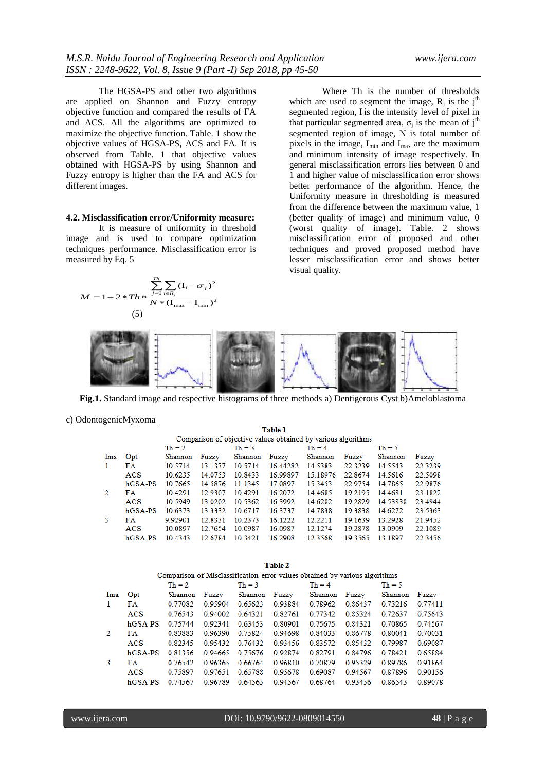The HGSA-PS and other two algorithms are applied on Shannon and Fuzzy entropy objective function and compared the results of FA and ACS. All the algorithms are optimized to maximize the objective function. Table. 1 show the objective values of HGSA-PS, ACS and FA. It is observed from Table. 1 that objective values obtained with HGSA-PS by using Shannon and Fuzzy entropy is higher than the FA and ACS for different images.

### 4.2. Misclassification error/Uniformity measure:

It is measure of uniformity in threshold image and is used to compare optimization techniques performance. Misclassification error is measured by Eq. 5

$$M = 1 - 2 * Th * \frac{\sum_{j=0}^{Th} \sum_{i \in R_j} (I_i - \sigma_j)^2}{N * (I_{\max} - I_{\min})^2} \tag{5}$$

Where Th is the number of thresholds which are used to segment the image, $R_j$ is the $j^{th}$ segmented region, $I_i$ is the intensity level of pixel in that particular segmented area, $\sigma_j$ is the mean of $j^{th}$ segmented region of image, N is total number of pixels in the image, $I_{min}$ and $I_{max}$ are the maximum and minimum intensity of image respectively. In general misclassification errors lies between 0 and 1 and higher value of misclassification error shows better performance of the algorithm. Hence, the Uniformity measure in thresholding is measured from the difference between the maximum value, 1 (better quality of image) and minimum value, 0 (worst quality of image). Table. 2 shows misclassification error of proposed and other techniques and proved proposed method have lesser misclassification error and shows better visual quality.

**Fig.1.** Standard image and respective histograms of three methods a) Dentigerous Cyst b)Ameloblastoma c) OdontogenicMyxoma

**Table 1**

Comparison of objective values obtained by various algorithms

| Ima | Opt | Th = 2 | | Th = 3 | | Th = 4 | | Th = 5 | |
|---|---|---|---|---|---|---|---|---|---|
| | | Shannon | Fuzzy | Shannon | Fuzzy | Shannon | Fuzzy | Shannon | Fuzzy |
| 1 | FA | 10.5714 | 13.1337 | 10.5714 | 16.44282 | 14.5383 | 22.3239 | 14.5543 | 22.3239 |
| | ACS | 10.6235 | 14.0753 | 10.8433 | 16.99897 | 15.18976 | 22.8674 | 14.5616 | 22.5098 |
| | hGSA-PS | 10.7665 | 14.5876 | 11.1345 | 17.0897 | 15.3453 | 22.9754 | 14.7865 | 22.9976 |
| 2 | FA | 10.4291 | 12.9307 | 10.4291 | 16.2072 | 14.4685 | 19.2195 | 14.4681 | 23.1822 |
| | ACS | 10.5949 | 13.0202 | 10.5362 | 16.3992 | 14.6282 | 19.2829 | 14.53838 | 23.4944 |
| | hGSA-PS | 10.6373 | 13.3332 | 10.6717 | 16.3737 | 14.7838 | 19.3838 | 14.6272 | 23.5363 |
| 3 | FA | 9.92901 | 12.8331 | 10.2373 | 16.1222 | 12.2211 | 19.1639 | 13.2928 | 21.9452 |
| | ACS | 10.0897 | 12.7654 | 10.0987 | 16.0987 | 12.1274 | 19.2878 | 13.0909 | 22.1089 |
| | hGSA-PS | 10.4343 | 12.6784 | 10.3421 | 16.2908 | 12.3568 | 19.3565 | 13.1897 | 22.3456 |

**Table 2**

Comparison of Misclassification error values obtained by various algorithms

| Ima | Opt | Th = 2 | | Th = 3 | | Th = 4 | | Th = 5 | |
|---|---|---|---|---|---|---|---|---|---|
| | | Shannon | Fuzzy | Shannon | Fuzzy | Shannon | Fuzzy | Shannon | Fuzzy |
| 1 | FA | 0.77082 | 0.95904 | 0.65623 | 0.93884 | 0.78962 | 0.86437 | 0.73216 | 0.77411 |
| | ACS | 0.76543 | 0.94002 | 0.64321 | 0.82761 | 0.77342 | 0.85324 | 0.72637 | 0.75643 |
| | hGSA-PS | 0.75744 | 0.92341 | 0.63453 | 0.80901 | 0.75675 | 0.84321 | 0.70865 | 0.74567 |
| 2 | FA | 0.83883 | 0.96390 | 0.75824 | 0.94698 | 0.84033 | 0.86778 | 0.80041 | 0.70031 |
| | ACS | 0.82345 | 0.95432 | 0.76432 | 0.93456 | 0.83572 | 0.85432 | 0.79987 | 0.69087 |
| | hGSA-PS | 0.81356 | 0.94665 | 0.75676 | 0.92874 | 0.82791 | 0.84796 | 0.78421 | 0.65884 |
| 3 | FA | 0.76542 | 0.96365 | 0.66764 | 0.96810 | 0.70879 | 0.95329 | 0.89786 | 0.91864 |
| | ACS | 0.75897 | 0.97651 | 0.65788 | 0.95678 | 0.69087 | 0.94567 | 0.87896 | 0.90156 |
| | hGSA-PS | 0.74567 | 0.96789 | 0.64565 | 0.94567 | 0.68764 | 0.93456 | 0.86543 | 0.89078 |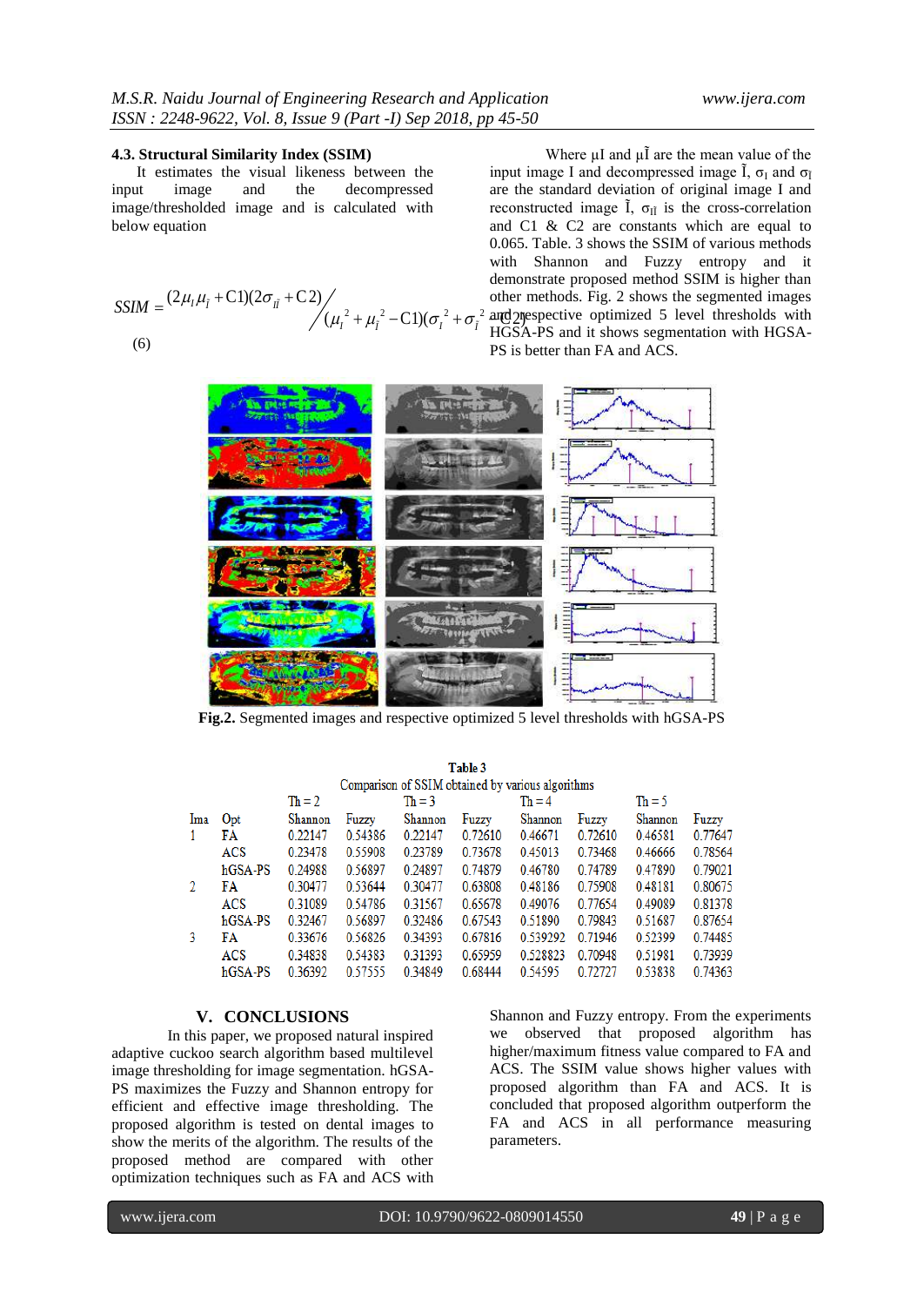### 4.3. Structural Similarity Index (SSIM)

It estimates the visual likeness between the input image and the decompressed image/thresholded image and is calculated with below equation

$$SSIM = \frac{(2\mu_I\mu_{\tilde{I}} + C1)(2\sigma_{I\tilde{I}} + C2)}{(\mu_I^2 + \mu_{\tilde{I}}^2 - C1)(\sigma_I^2 + \sigma_{\tilde{I}}^2 + C2)} \quad (6)$$

Where $\mu_I$ and $\mu_{\tilde{I}}$ are the mean value of the input image I and decompressed image $\tilde{I}$, $\sigma_I$ and $\sigma_{\tilde{I}}$ are the standard deviation of original image I and reconstructed image $\tilde{I}$, $\sigma_{I\tilde{I}}$ is the cross-correlation and C1 & C2 are constants which are equal to 0.065. Table. 3 shows the SSIM of various methods with Shannon and Fuzzy entropy and it demonstrate proposed method SSIM is higher than other methods. Fig. 2 shows the segmented images and respective optimized 5 level thresholds with HGSA-PS and it shows segmentation with HGSA-PS is better than FA and ACS.

**Fig.2.** Segmented images and respective optimized 5 level thresholds with hGSA-PS

**Table 3**

Comparison of SSIM obtained by various algorithms

| | | Th = 2 | | Th = 3 | | Th = 4 | | Th = 5 | |
|---|---|---|---|---|---|---|---|---|---|
| Ima | Opt | Shannon | Fuzzy | Shannon | Fuzzy | Shannon | Fuzzy | Shannon | Fuzzy |
| 1 | FA | 0.22147 | 0.54386 | 0.22147 | 0.72610 | 0.46671 | 0.72610 | 0.46581 | 0.77647 |
| | ACS | 0.23478 | 0.55908 | 0.23789 | 0.73678 | 0.45013 | 0.73468 | 0.46666 | 0.78564 |
| | hGSA-PS | 0.24988 | 0.56897 | 0.24897 | 0.74879 | 0.46780 | 0.74789 | 0.47890 | 0.79021 |
| 2 | FA | 0.30477 | 0.53644 | 0.30477 | 0.63808 | 0.48186 | 0.75908 | 0.48181 | 0.80675 |
| | ACS | 0.31089 | 0.54786 | 0.31567 | 0.65678 | 0.49076 | 0.77654 | 0.49089 | 0.81378 |
| | hGSA-PS | 0.32467 | 0.56897 | 0.32486 | 0.67543 | 0.51890 | 0.79843 | 0.51687 | 0.87654 |
| 3 | FA | 0.33676 | 0.56826 | 0.34393 | 0.67816 | 0.539292 | 0.71946 | 0.52399 | 0.74485 |
| | ACS | 0.34838 | 0.54383 | 0.31393 | 0.65959 | 0.528823 | 0.70948 | 0.51981 | 0.73939 |
| | hGSA-PS | 0.36392 | 0.57555 | 0.34849 | 0.68444 | 0.54595 | 0.72727 | 0.53838 | 0.74363 |

## V. CONCLUSIONS

In this paper, we proposed natural inspired adaptive cuckoo search algorithm based multilevel image thresholding for image segmentation. hGSA-PS maximizes the Fuzzy and Shannon entropy for efficient and effective image thresholding. The proposed algorithm is tested on dental images to show the merits of the algorithm. The results of the proposed method are compared with other optimization techniques such as FA and ACS with Shannon and Fuzzy entropy. From the experiments we observed that proposed algorithm has higher/maximum fitness value compared to FA and ACS. The SSIM value shows higher values with proposed algorithm than FA and ACS. It is concluded that proposed algorithm outperform the FA and ACS in all performance measuring parameters.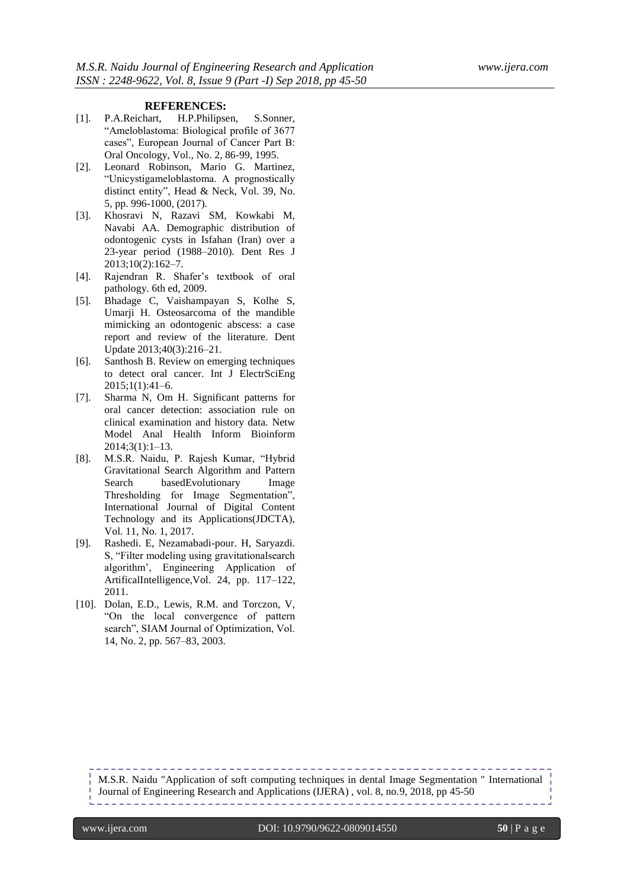**REFERENCES:**

[1]. P.A.Reichart, H.P.Philipsen, S.Sonner, "Ameloblastoma: Biological profile of 3677 cases", European Journal of Cancer Part B: Oral Oncology, Vol., No. 2, 86-99, 1995.

[2]. Leonard Robinson, Mario G. Martinez, "Unicystigameloblastoma. A prognostically distinct entity", Head & Neck, Vol. 39, No. 5, pp. 996-1000, (2017).

[3]. Khosravi N, Razavi SM, Kowkabi M, Navabi AA. Demographic distribution of odontogenic cysts in Isfahan (Iran) over a 23-year period (1988–2010). Dent Res J 2013;10(2):162–7.

[4]. Rajendran R. Shafer's textbook of oral pathology. 6th ed, 2009.

[5]. Bhadage C, Vaishampayan S, Kolhe S, Umarji H. Osteosarcoma of the mandible mimicking an odontogenic abscess: a case report and review of the literature. Dent Update 2013;40(3):216–21.

[6]. Santhosh B. Review on emerging techniques to detect oral cancer. Int J ElectrSciEng 2015;1(1):41–6.

[7]. Sharma N, Om H. Significant patterns for oral cancer detection: association rule on clinical examination and history data. Netw Model Anal Health Inform Bioinform 2014;3(1):1–13.

[8]. M.S.R. Naidu, P. Rajesh Kumar, "Hybrid Gravitational Search Algorithm and Pattern Search basedEvolutionary Image Thresholding for Image Segmentation", International Journal of Digital Content Technology and its Applications(JDCTA), Vol. 11, No. 1, 2017.

[9]. Rashedi. E, Nezamabadi-pour. H, Saryazdi. S, "Filter modeling using gravitationalsearch algorithm', Engineering Application of ArtificalIntelligence,Vol. 24, pp. 117–122, 2011.

[10]. Dolan, E.D., Lewis, R.M. and Torczon, V, "On the local convergence of pattern search", SIAM Journal of Optimization, Vol. 14, No. 2, pp. 567–83, 2003.

M.S.R. Naidu "Application of soft computing techniques in dental Image Segmentation " International Journal of Engineering Research and Applications (IJERA) , vol. 8, no.9, 2018, pp 45-50